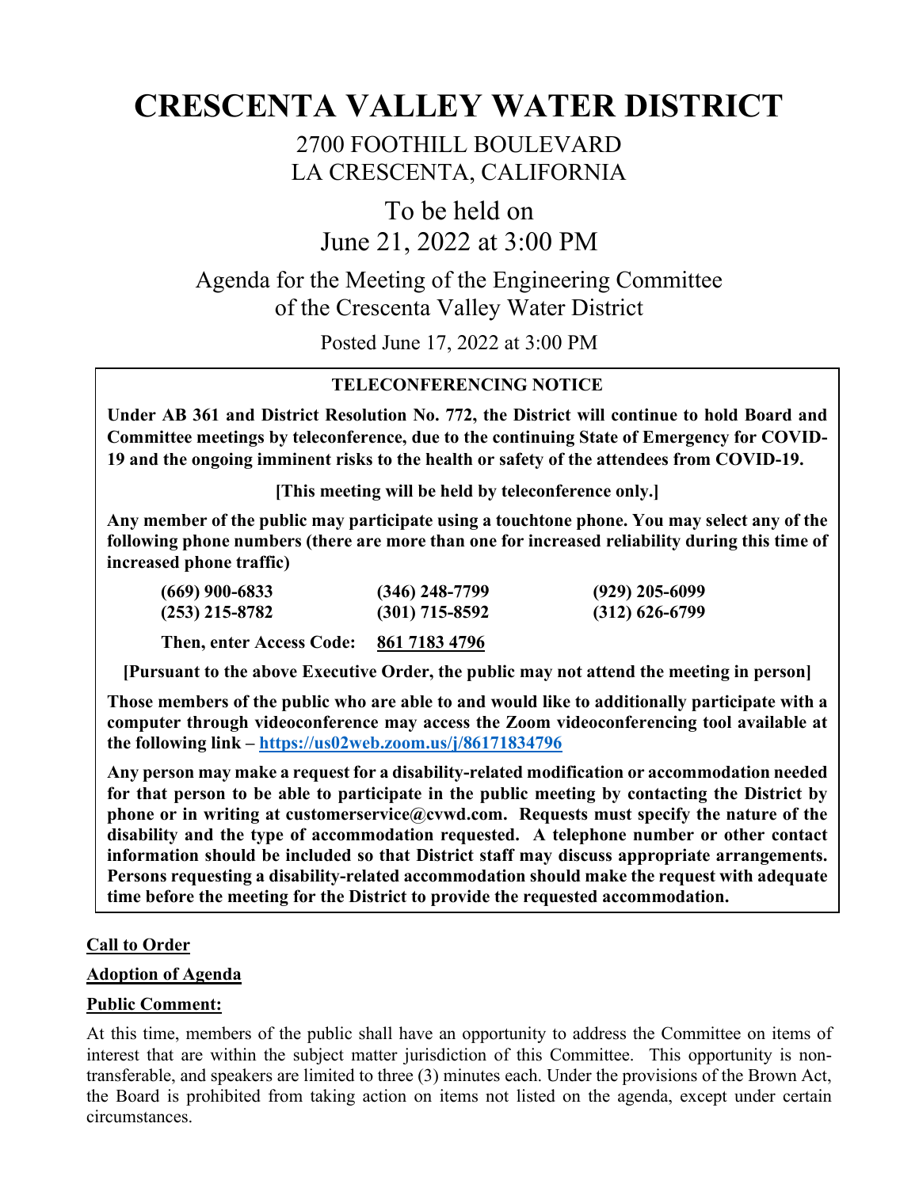# CRESCENTA VALLEY WATER DISTRICT

2700 FOOTHILL BOULEVARD
LA CRESCENTA, CALIFORNIA

To be held on
June 21, 2022 at 3:00 PM

Agenda for the Meeting of the Engineering Committee
of the Crescenta Valley Water District

Posted June 17, 2022 at 3:00 PM

**TELECONFERENCING NOTICE**

**Under AB 361 and District Resolution No. 772, the District will continue to hold Board and Committee meetings by teleconference, due to the continuing State of Emergency for COVID-19 and the ongoing imminent risks to the health or safety of the attendees from COVID-19.**

**[This meeting will be held by teleconference only.]**

**Any member of the public may participate using a touchtone phone. You may select any of the following phone numbers (there are more than one for increased reliability during this time of increased phone traffic)**

| | | |
|---|---|---|
| **(669) 900-6833** | **(346) 248-7799** | **(929) 205-6099** |
| **(253) 215-8782** | **(301) 715-8592** | **(312) 626-6799** |

**Then, enter Access Code: 861 7183 4796**

**[Pursuant to the above Executive Order, the public may not attend the meeting in person]**

**Those members of the public who are able to and would like to additionally participate with a computer through videoconference may access the Zoom videoconferencing tool available at the following link – https://us02web.zoom.us/j/86171834796**

**Any person may make a request for a disability-related modification or accommodation needed for that person to be able to participate in the public meeting by contacting the District by phone or in writing at customerservice@cvwd.com. Requests must specify the nature of the disability and the type of accommodation requested. A telephone number or other contact information should be included so that District staff may discuss appropriate arrangements. Persons requesting a disability-related accommodation should make the request with adequate time before the meeting for the District to provide the requested accommodation.**

**Call to Order**

**Adoption of Agenda**

**Public Comment:**

At this time, members of the public shall have an opportunity to address the Committee on items of interest that are within the subject matter jurisdiction of this Committee. This opportunity is non-transferable, and speakers are limited to three (3) minutes each. Under the provisions of the Brown Act, the Board is prohibited from taking action on items not listed on the agenda, except under certain circumstances.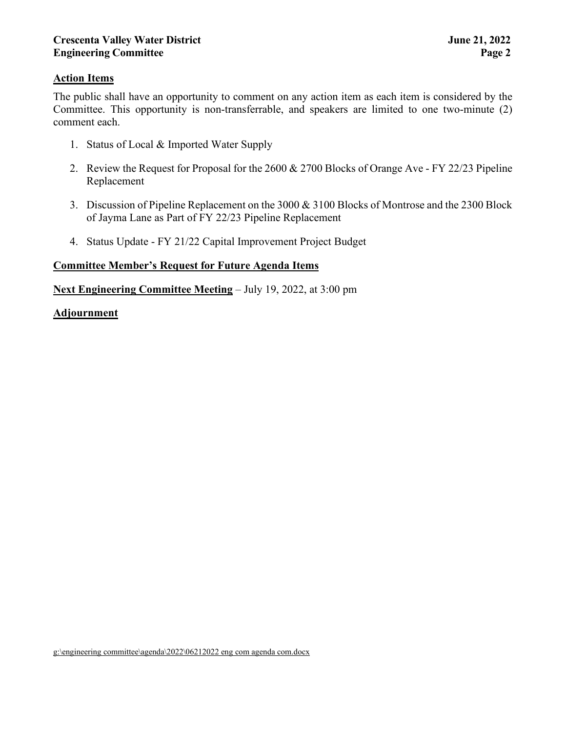## Action Items

The public shall have an opportunity to comment on any action item as each item is considered by the Committee. This opportunity is non-transferrable, and speakers are limited to one two-minute (2) comment each.

1. Status of Local & Imported Water Supply
2. Review the Request for Proposal for the 2600 & 2700 Blocks of Orange Ave - FY 22/23 Pipeline Replacement
3. Discussion of Pipeline Replacement on the 3000 & 3100 Blocks of Montrose and the 2300 Block of Jayma Lane as Part of FY 22/23 Pipeline Replacement
4. Status Update - FY 21/22 Capital Improvement Project Budget

## Committee Member's Request for Future Agenda Items

**Next Engineering Committee Meeting** – July 19, 2022, at 3:00 pm

## Adjournment

g:\engineering committee\agenda\2022\06212022 eng com agenda com.docx